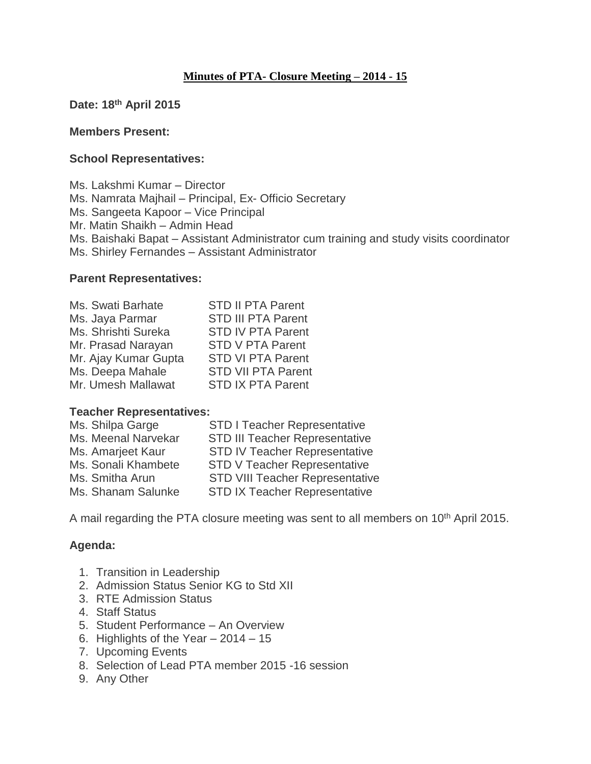# Minutes of PTA- Closure Meeting – 2014 - 15

**Date: 18th April 2015**

**Members Present:**

**School Representatives:**

Ms. Lakshmi Kumar – Director
Ms. Namrata Majhail – Principal, Ex- Officio Secretary
Ms. Sangeeta Kapoor – Vice Principal
Mr. Matin Shaikh – Admin Head
Ms. Baishaki Bapat – Assistant Administrator cum training and study visits coordinator
Ms. Shirley Fernandes – Assistant Administrator

**Parent Representatives:**

| | |
|---|---|
| Ms. Swati Barhate | STD II PTA Parent |
| Ms. Jaya Parmar | STD III PTA Parent |
| Ms. Shrishti Sureka | STD IV PTA Parent |
| Mr. Prasad Narayan | STD V PTA Parent |
| Mr. Ajay Kumar Gupta | STD VI PTA Parent |
| Ms. Deepa Mahale | STD VII PTA Parent |
| Mr. Umesh Mallawat | STD IX PTA Parent |

**Teacher Representatives:**

| | |
|---|---|
| Ms. Shilpa Garge | STD I Teacher Representative |
| Ms. Meenal Narvekar | STD III Teacher Representative |
| Ms. Amarjeet Kaur | STD IV Teacher Representative |
| Ms. Sonali Khambete | STD V Teacher Representative |
| Ms. Smitha Arun | STD VIII Teacher Representative |
| Ms. Shanam Salunke | STD IX Teacher Representative |

A mail regarding the PTA closure meeting was sent to all members on 10th April 2015.

**Agenda:**

1. Transition in Leadership
2. Admission Status Senior KG to Std XII
3. RTE Admission Status
4. Staff Status
5. Student Performance – An Overview
6. Highlights of the Year – 2014 – 15
7. Upcoming Events
8. Selection of Lead PTA member 2015 -16 session
9. Any Other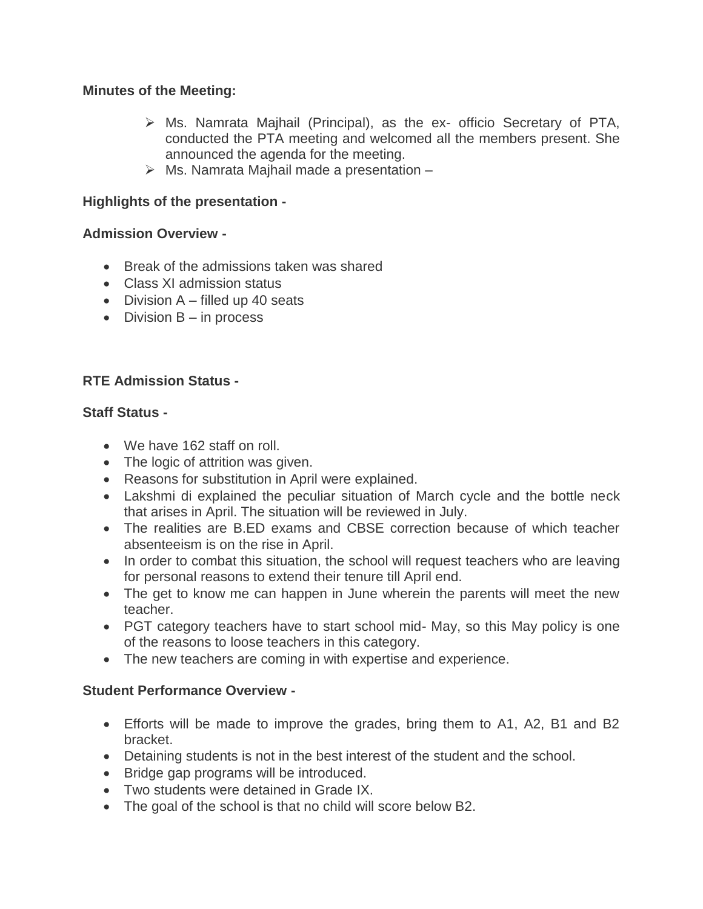**Minutes of the Meeting:**

- Ms. Namrata Majhail (Principal), as the ex- officio Secretary of PTA, conducted the PTA meeting and welcomed all the members present. She announced the agenda for the meeting.
- Ms. Namrata Majhail made a presentation –

**Highlights of the presentation -**

**Admission Overview -**

- Break of the admissions taken was shared
- Class XI admission status
- Division A – filled up 40 seats
- Division B – in process

**RTE Admission Status -**

**Staff Status -**

- We have 162 staff on roll.
- The logic of attrition was given.
- Reasons for substitution in April were explained.
- Lakshmi di explained the peculiar situation of March cycle and the bottle neck that arises in April. The situation will be reviewed in July.
- The realities are B.ED exams and CBSE correction because of which teacher absenteeism is on the rise in April.
- In order to combat this situation, the school will request teachers who are leaving for personal reasons to extend their tenure till April end.
- The get to know me can happen in June wherein the parents will meet the new teacher.
- PGT category teachers have to start school mid- May, so this May policy is one of the reasons to loose teachers in this category.
- The new teachers are coming in with expertise and experience.

**Student Performance Overview -**

- Efforts will be made to improve the grades, bring them to A1, A2, B1 and B2 bracket.
- Detaining students is not in the best interest of the student and the school.
- Bridge gap programs will be introduced.
- Two students were detained in Grade IX.
- The goal of the school is that no child will score below B2.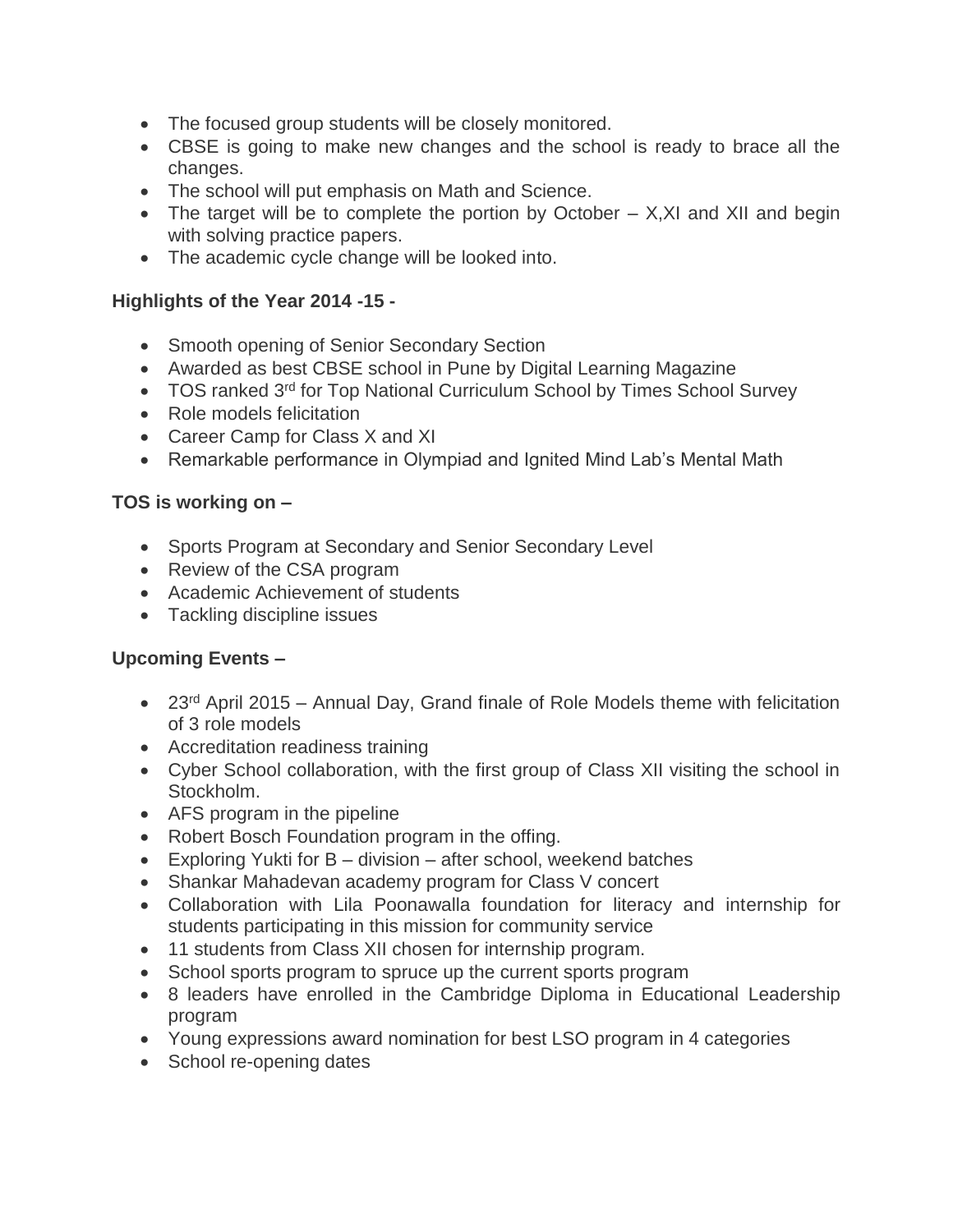- The focused group students will be closely monitored.
- CBSE is going to make new changes and the school is ready to brace all the changes.
- The school will put emphasis on Math and Science.
- The target will be to complete the portion by October – X,XI and XII and begin with solving practice papers.
- The academic cycle change will be looked into.

**Highlights of the Year 2014 -15 -**

- Smooth opening of Senior Secondary Section
- Awarded as best CBSE school in Pune by Digital Learning Magazine
- TOS ranked 3rd for Top National Curriculum School by Times School Survey
- Role models felicitation
- Career Camp for Class X and XI
- Remarkable performance in Olympiad and Ignited Mind Lab's Mental Math

**TOS is working on –**

- Sports Program at Secondary and Senior Secondary Level
- Review of the CSA program
- Academic Achievement of students
- Tackling discipline issues

**Upcoming Events –**

- 23rd April 2015 – Annual Day, Grand finale of Role Models theme with felicitation of 3 role models
- Accreditation readiness training
- Cyber School collaboration, with the first group of Class XII visiting the school in Stockholm.
- AFS program in the pipeline
- Robert Bosch Foundation program in the offing.
- Exploring Yukti for B – division – after school, weekend batches
- Shankar Mahadevan academy program for Class V concert
- Collaboration with Lila Poonawalla foundation for literacy and internship for students participating in this mission for community service
- 11 students from Class XII chosen for internship program.
- School sports program to spruce up the current sports program
- 8 leaders have enrolled in the Cambridge Diploma in Educational Leadership program
- Young expressions award nomination for best LSO program in 4 categories
- School re-opening dates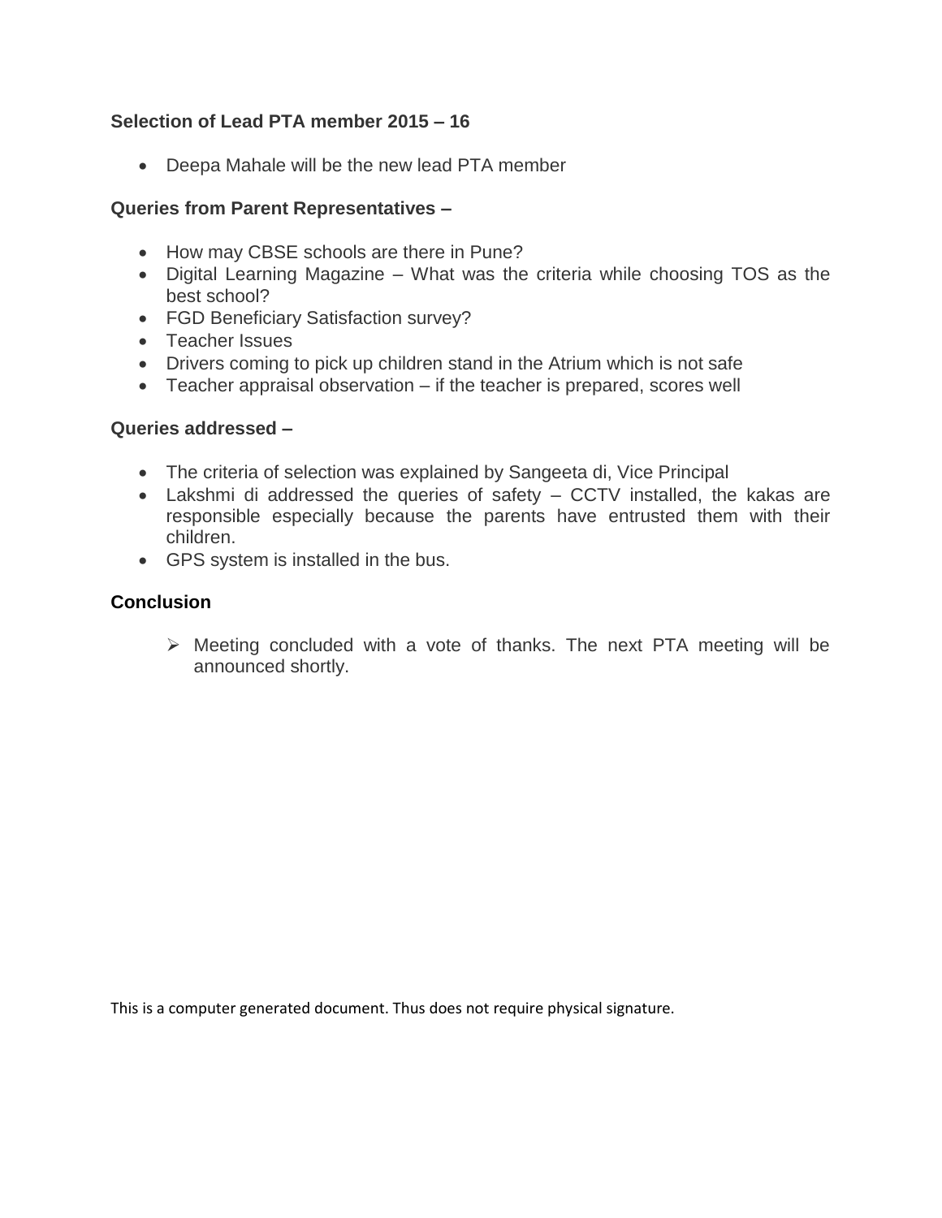**Selection of Lead PTA member 2015 – 16**

- Deepa Mahale will be the new lead PTA member

**Queries from Parent Representatives –**

- How may CBSE schools are there in Pune?
- Digital Learning Magazine – What was the criteria while choosing TOS as the best school?
- FGD Beneficiary Satisfaction survey?
- Teacher Issues
- Drivers coming to pick up children stand in the Atrium which is not safe
- Teacher appraisal observation – if the teacher is prepared, scores well

**Queries addressed –**

- The criteria of selection was explained by Sangeeta di, Vice Principal
- Lakshmi di addressed the queries of safety – CCTV installed, the kakas are responsible especially because the parents have entrusted them with their children.
- GPS system is installed in the bus.

**Conclusion**

- Meeting concluded with a vote of thanks. The next PTA meeting will be announced shortly.

This is a computer generated document. Thus does not require physical signature.